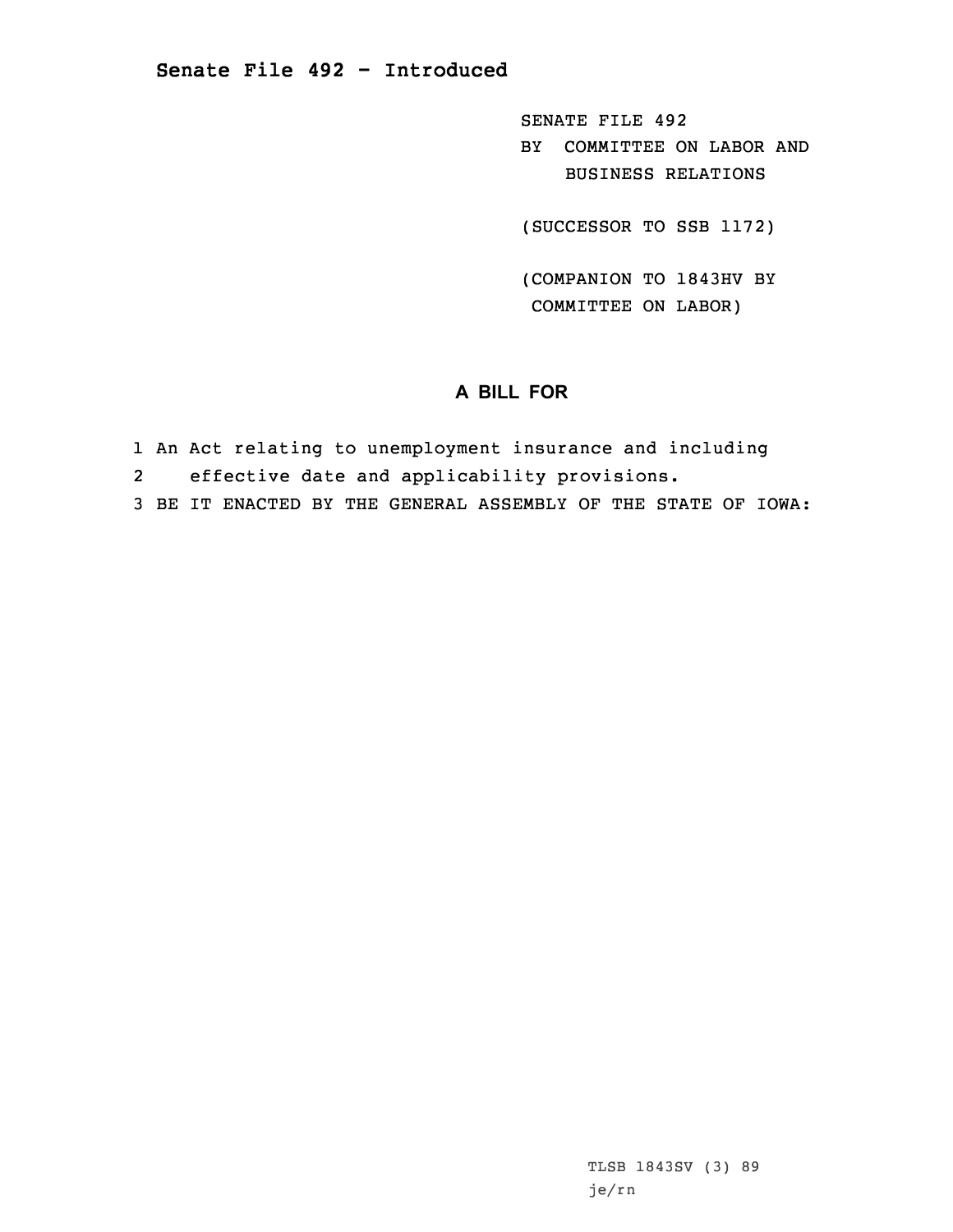## Senate File 492 - Introduced

SENATE FILE 492
BY COMMITTEE ON LABOR AND BUSINESS RELATIONS

(SUCCESSOR TO SSB 1172)

(COMPANION TO 1843HV BY COMMITTEE ON LABOR)

### A BILL FOR

1 An Act relating to unemployment insurance and including
2 effective date and applicability provisions.
3 BE IT ENACTED BY THE GENERAL ASSEMBLY OF THE STATE OF IOWA:

TLSB 1843SV (3) 89
je/rn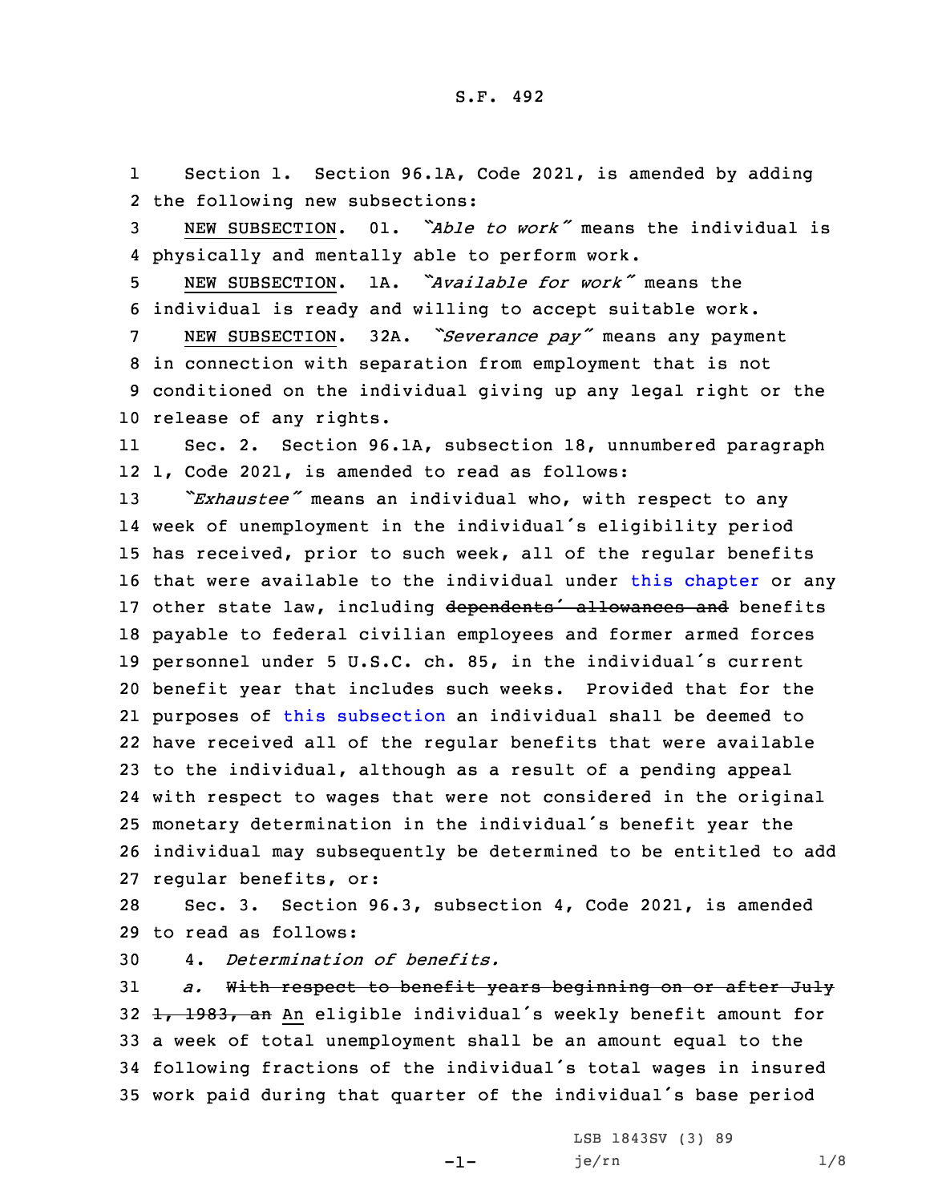1 Section 1. Section 96.1A, Code 2021, is amended by adding
2 the following new subsections:

3 NEW SUBSECTION. 01. *"Able to work"* means the individual is
4 physically and mentally able to perform work.

5 NEW SUBSECTION. 1A. *"Available for work"* means the
6 individual is ready and willing to accept suitable work.

7 NEW SUBSECTION. 32A. *"Severance pay"* means any payment
8 in connection with separation from employment that is not
9 conditioned on the individual giving up any legal right or the
10 release of any rights.

11 Sec. 2. Section 96.1A, subsection 18, unnumbered paragraph
12 1, Code 2021, is amended to read as follows:

13 *"Exhaustee"* means an individual who, with respect to any
14 week of unemployment in the individual's eligibility period
15 has received, prior to such week, all of the regular benefits
16 that were available to the individual under this chapter or any
17 other state law, including ~~dependents' allowances and~~ benefits
18 payable to federal civilian employees and former armed forces
19 personnel under 5 U.S.C. ch. 85, in the individual's current
20 benefit year that includes such weeks. Provided that for the
21 purposes of this subsection an individual shall be deemed to
22 have received all of the regular benefits that were available
23 to the individual, although as a result of a pending appeal
24 with respect to wages that were not considered in the original
25 monetary determination in the individual's benefit year the
26 individual may subsequently be determined to be entitled to add
27 regular benefits, or:

28 Sec. 3. Section 96.3, subsection 4, Code 2021, is amended
29 to read as follows:

30 4. *Determination of benefits.*

31 *a.* ~~With respect to benefit years beginning on or after July~~
32 ~~1, 1983, an~~ An eligible individual's weekly benefit amount for
33 a week of total unemployment shall be an amount equal to the
34 following fractions of the individual's total wages in insured
35 work paid during that quarter of the individual's base period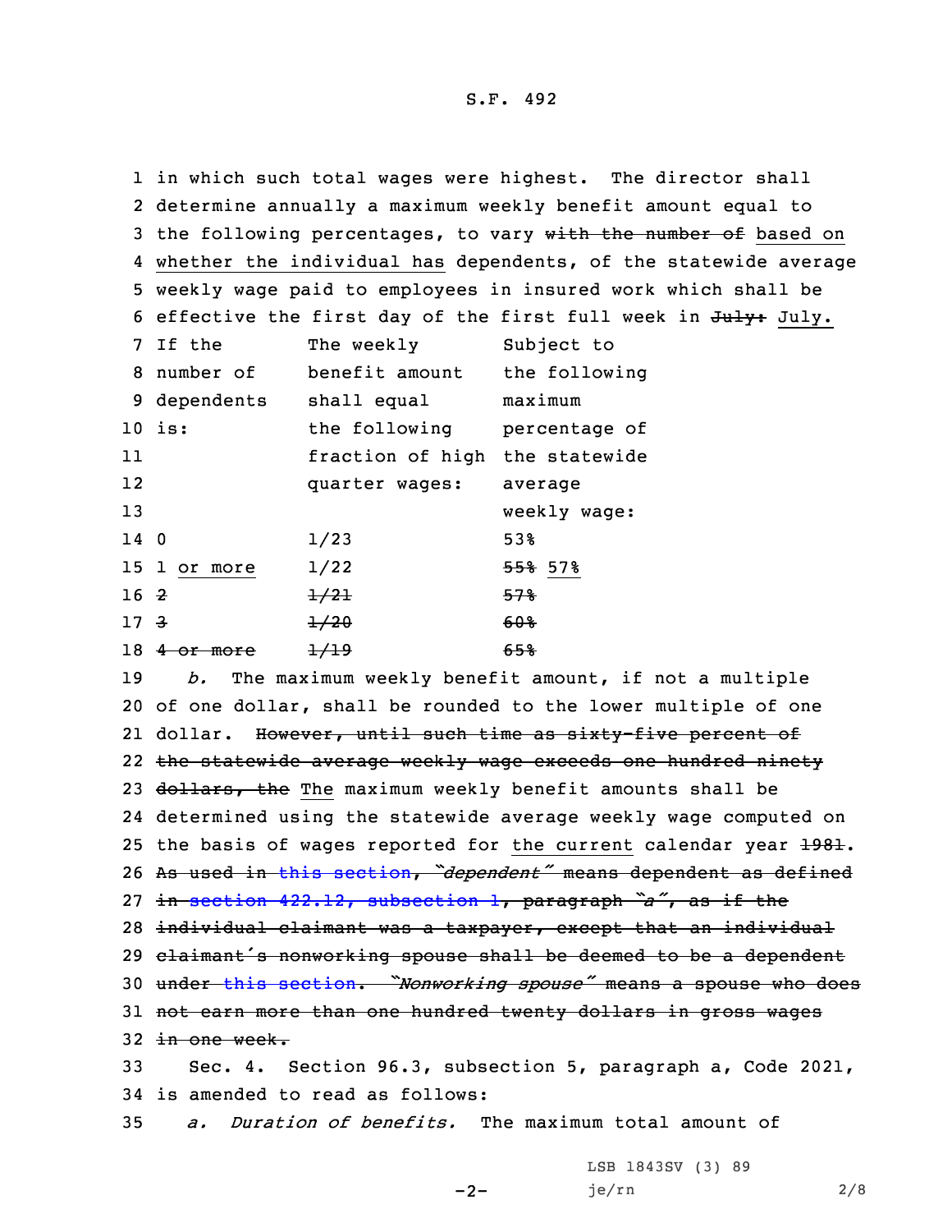in which such total wages were highest. The director shall determine annually a maximum weekly benefit amount equal to the following percentages, to vary ~~with the number of~~ based on whether the individual has dependents, of the statewide average weekly wage paid to employees in insured work which shall be effective the first day of the first full week in ~~July:~~ July.

| If the number of dependents is: | The weekly benefit amount shall equal the following fraction of high quarter wages: | Subject to the following maximum percentage of the statewide average weekly wage: |
|---|---|---|
| 0 | 1/23 | 53% |
| 1 or more | 1/22 | ~~55%~~ 57% |
| ~~2~~ | ~~1/21~~ | ~~57%~~ |
| ~~3~~ | ~~1/20~~ | ~~60%~~ |
| ~~4 or more~~ | ~~1/19~~ | ~~65%~~ |

*b.* The maximum weekly benefit amount, if not a multiple of one dollar, shall be rounded to the lower multiple of one dollar. ~~However, until such time as sixty-five percent of the statewide average weekly wage exceeds one hundred ninety dollars, the~~ The maximum weekly benefit amounts shall be determined using the statewide average weekly wage computed on the basis of wages reported for the current calendar year ~~1981~~. ~~As used in this section, "*dependent*" means dependent as defined in section 422.12, subsection 1, paragraph "*a*", as if the individual claimant was a taxpayer, except that an individual claimant's nonworking spouse shall be deemed to be a dependent under this section. "*Nonworking spouse*" means a spouse who does not earn more than one hundred twenty dollars in gross wages in one week.~~

Sec. 4. Section 96.3, subsection 5, paragraph a, Code 2021, is amended to read as follows:

*a. Duration of benefits.* The maximum total amount of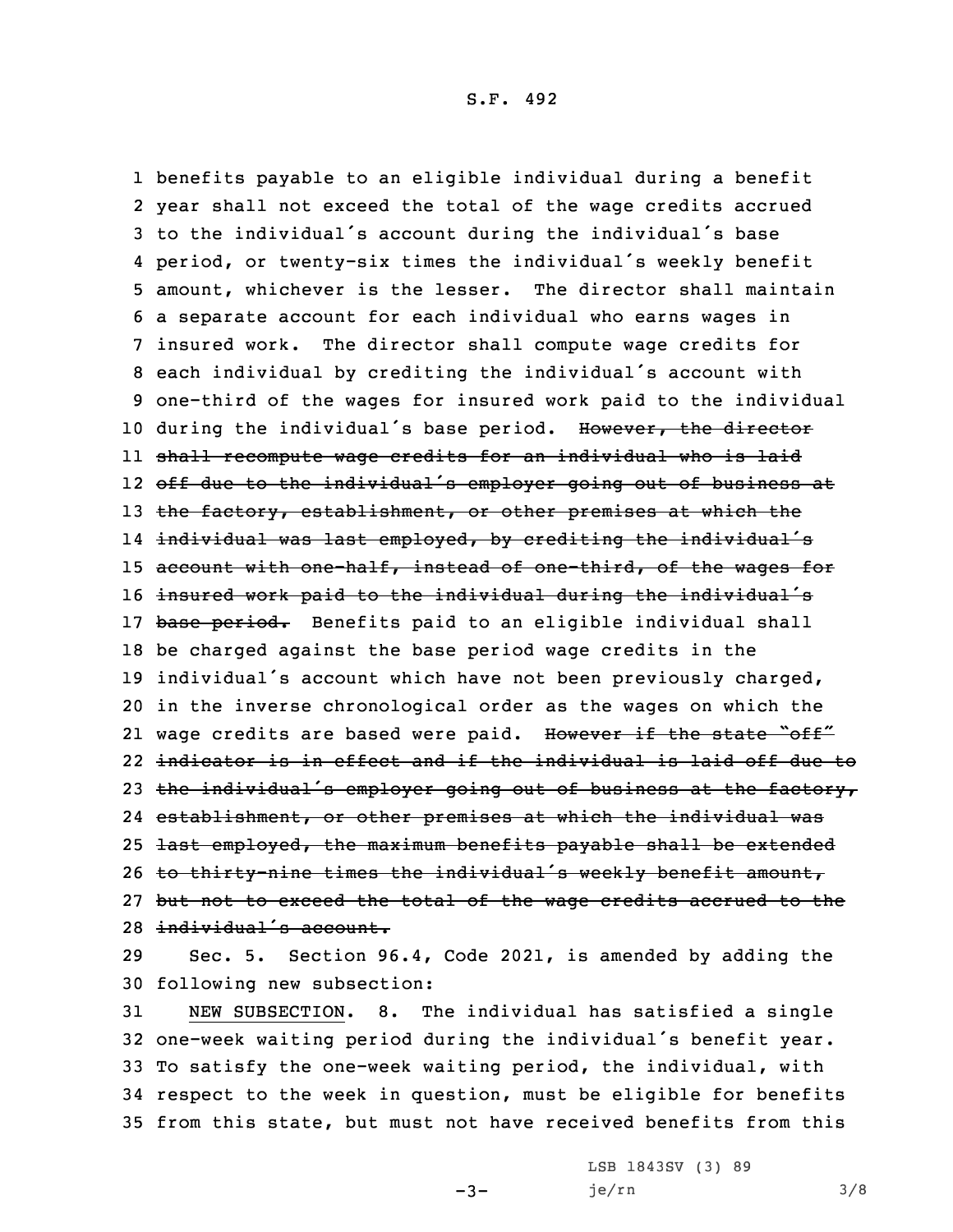benefits payable to an eligible individual during a benefit year shall not exceed the total of the wage credits accrued to the individual's account during the individual's base period, or twenty-six times the individual's weekly benefit amount, whichever is the lesser. The director shall maintain a separate account for each individual who earns wages in insured work. The director shall compute wage credits for each individual by crediting the individual's account with one-third of the wages for insured work paid to the individual during the individual's base period. ~~However, the director shall recompute wage credits for an individual who is laid off due to the individual's employer going out of business at the factory, establishment, or other premises at which the individual was last employed, by crediting the individual's account with one-half, instead of one-third, of the wages for insured work paid to the individual during the individual's base period.~~ Benefits paid to an eligible individual shall be charged against the base period wage credits in the individual's account which have not been previously charged, in the inverse chronological order as the wages on which the wage credits are based were paid. ~~However if the state "off" indicator is in effect and if the individual is laid off due to the individual's employer going out of business at the factory, establishment, or other premises at which the individual was last employed, the maximum benefits payable shall be extended to thirty-nine times the individual's weekly benefit amount, but not to exceed the total of the wage credits accrued to the individual's account.~~

Sec. 5. Section 96.4, Code 2021, is amended by adding the following new subsection:

NEW SUBSECTION. 8. The individual has satisfied a single one-week waiting period during the individual's benefit year. To satisfy the one-week waiting period, the individual, with respect to the week in question, must be eligible for benefits from this state, but must not have received benefits from this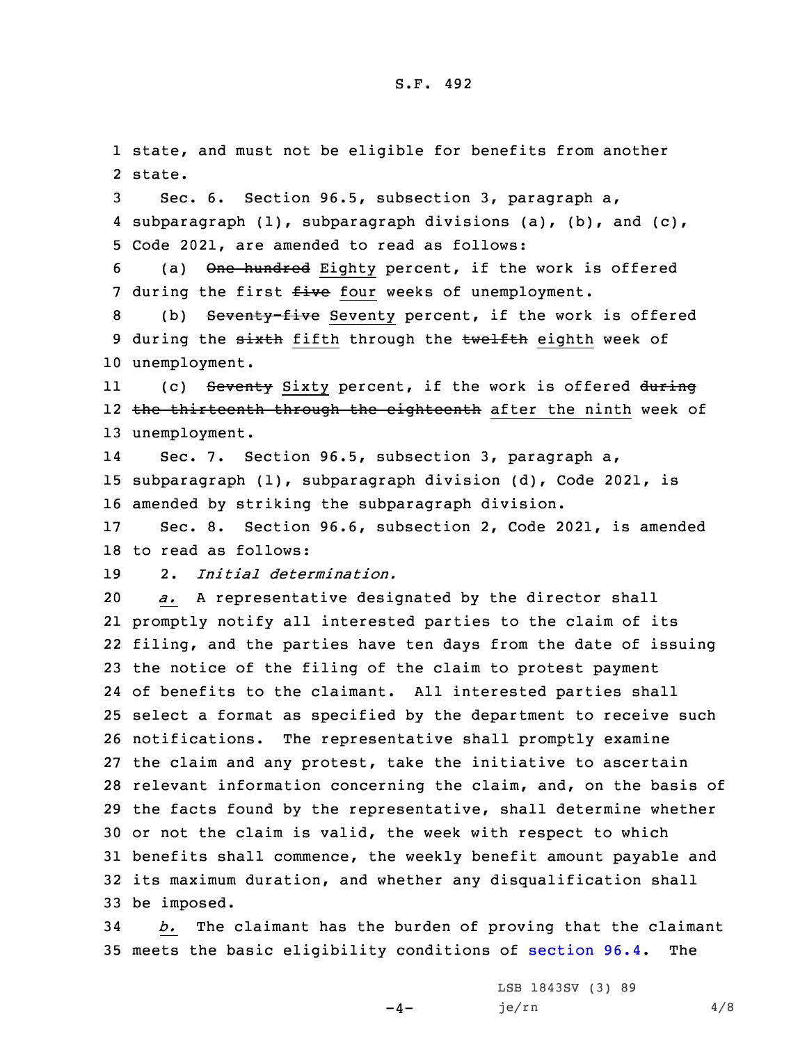state, and must not be eligible for benefits from another state.

Sec. 6. Section 96.5, subsection 3, paragraph a, subparagraph (1), subparagraph divisions (a), (b), and (c), Code 2021, are amended to read as follows:

(a) ~~One hundred~~ Eighty percent, if the work is offered during the first ~~five~~ four weeks of unemployment.

(b) ~~Seventy-five~~ Seventy percent, if the work is offered during the ~~sixth~~ fifth through the ~~twelfth~~ eighth week of unemployment.

(c) ~~Seventy~~ Sixty percent, if the work is offered ~~during the thirteenth through the eighteenth~~ after the ninth week of unemployment.

Sec. 7. Section 96.5, subsection 3, paragraph a, subparagraph (1), subparagraph division (d), Code 2021, is amended by striking the subparagraph division.

Sec. 8. Section 96.6, subsection 2, Code 2021, is amended to read as follows:

2. *Initial determination.*

*a.* A representative designated by the director shall promptly notify all interested parties to the claim of its filing, and the parties have ten days from the date of issuing the notice of the filing of the claim to protest payment of benefits to the claimant. All interested parties shall select a format as specified by the department to receive such notifications. The representative shall promptly examine the claim and any protest, take the initiative to ascertain relevant information concerning the claim, and, on the basis of the facts found by the representative, shall determine whether or not the claim is valid, the week with respect to which benefits shall commence, the weekly benefit amount payable and its maximum duration, and whether any disqualification shall be imposed.

*b.* The claimant has the burden of proving that the claimant meets the basic eligibility conditions of section 96.4. The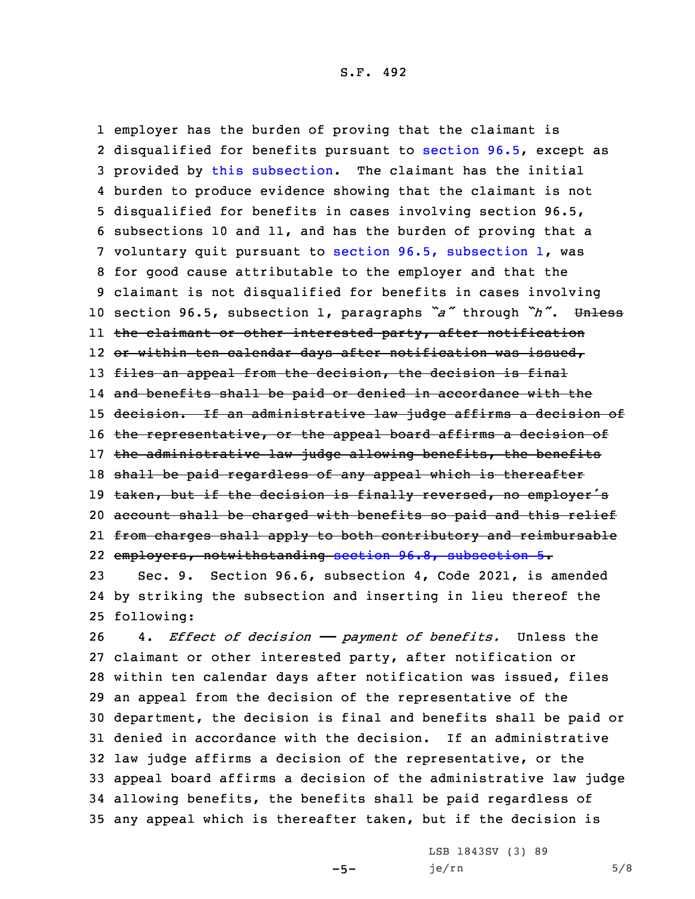employer has the burden of proving that the claimant is disqualified for benefits pursuant to section 96.5, except as provided by this subsection. The claimant has the initial burden to produce evidence showing that the claimant is not disqualified for benefits in cases involving section 96.5, subsections 10 and 11, and has the burden of proving that a voluntary quit pursuant to section 96.5, subsection 1, was for good cause attributable to the employer and that the claimant is not disqualified for benefits in cases involving section 96.5, subsection 1, paragraphs *"a"* through *"h"*. ~~Unless the claimant or other interested party, after notification or within ten calendar days after notification was issued, files an appeal from the decision, the decision is final and benefits shall be paid or denied in accordance with the decision. If an administrative law judge affirms a decision of the representative, or the appeal board affirms a decision of the administrative law judge allowing benefits, the benefits shall be paid regardless of any appeal which is thereafter taken, but if the decision is finally reversed, no employer's account shall be charged with benefits so paid and this relief from charges shall apply to both contributory and reimbursable employers, notwithstanding section 96.8, subsection 5.~~

Sec. 9. Section 96.6, subsection 4, Code 2021, is amended by striking the subsection and inserting in lieu thereof the following:

4. *Effect of decision — payment of benefits.* Unless the claimant or other interested party, after notification or within ten calendar days after notification was issued, files an appeal from the decision of the representative of the department, the decision is final and benefits shall be paid or denied in accordance with the decision. If an administrative law judge affirms a decision of the representative, or the appeal board affirms a decision of the administrative law judge allowing benefits, the benefits shall be paid regardless of any appeal which is thereafter taken, but if the decision is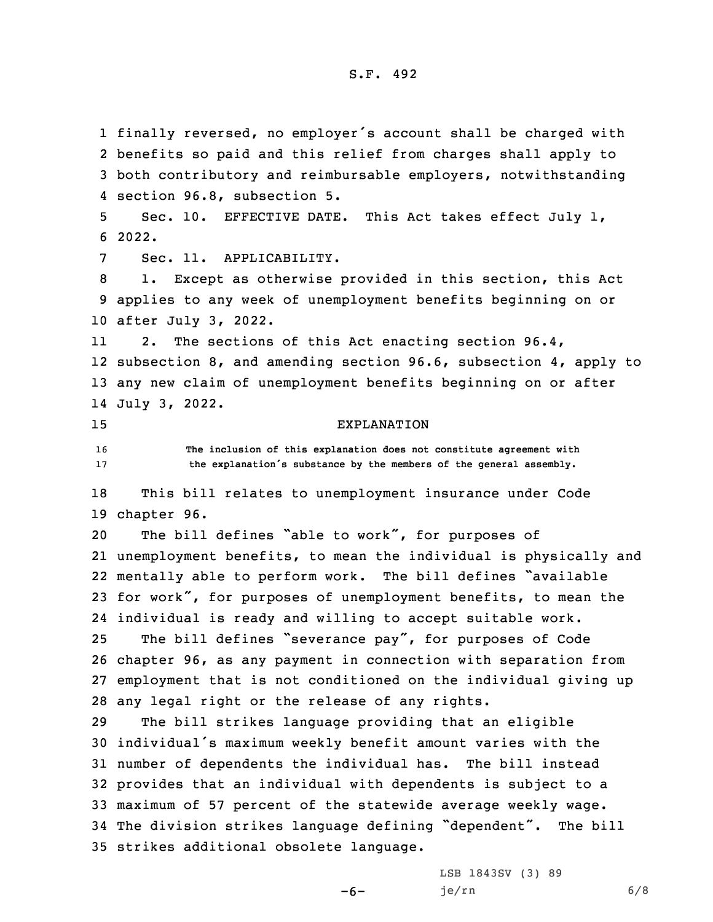finally reversed, no employer's account shall be charged with benefits so paid and this relief from charges shall apply to both contributory and reimbursable employers, notwithstanding section 96.8, subsection 5.

Sec. 10. EFFECTIVE DATE. This Act takes effect July 1, 2022.

Sec. 11. APPLICABILITY.

1. Except as otherwise provided in this section, this Act applies to any week of unemployment benefits beginning on or after July 3, 2022.

2. The sections of this Act enacting section 96.4, subsection 8, and amending section 96.6, subsection 4, apply to any new claim of unemployment benefits beginning on or after July 3, 2022.

## EXPLANATION

**The inclusion of this explanation does not constitute agreement with the explanation's substance by the members of the general assembly.**

This bill relates to unemployment insurance under Code chapter 96.

The bill defines "able to work", for purposes of unemployment benefits, to mean the individual is physically and mentally able to perform work. The bill defines "available for work", for purposes of unemployment benefits, to mean the individual is ready and willing to accept suitable work.

The bill defines "severance pay", for purposes of Code chapter 96, as any payment in connection with separation from employment that is not conditioned on the individual giving up any legal right or the release of any rights.

The bill strikes language providing that an eligible individual's maximum weekly benefit amount varies with the number of dependents the individual has. The bill instead provides that an individual with dependents is subject to a maximum of 57 percent of the statewide average weekly wage. The division strikes language defining "dependent". The bill strikes additional obsolete language.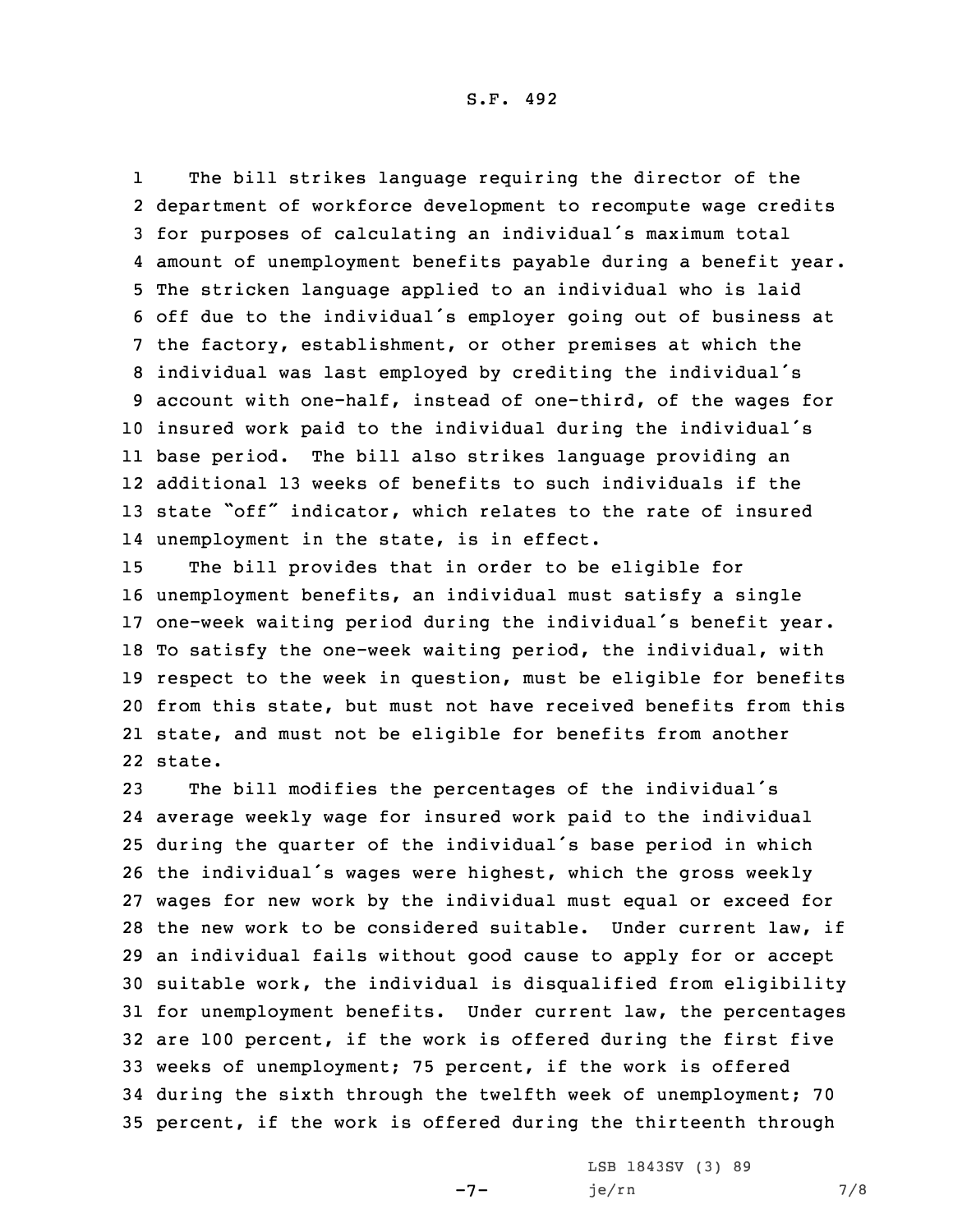The bill strikes language requiring the director of the department of workforce development to recompute wage credits for purposes of calculating an individual's maximum total amount of unemployment benefits payable during a benefit year. The stricken language applied to an individual who is laid off due to the individual's employer going out of business at the factory, establishment, or other premises at which the individual was last employed by crediting the individual's account with one-half, instead of one-third, of the wages for insured work paid to the individual during the individual's base period. The bill also strikes language providing an additional 13 weeks of benefits to such individuals if the state "off" indicator, which relates to the rate of insured unemployment in the state, is in effect.

The bill provides that in order to be eligible for unemployment benefits, an individual must satisfy a single one-week waiting period during the individual's benefit year. To satisfy the one-week waiting period, the individual, with respect to the week in question, must be eligible for benefits from this state, but must not have received benefits from this state, and must not be eligible for benefits from another state.

The bill modifies the percentages of the individual's average weekly wage for insured work paid to the individual during the quarter of the individual's base period in which the individual's wages were highest, which the gross weekly wages for new work by the individual must equal or exceed for the new work to be considered suitable. Under current law, if an individual fails without good cause to apply for or accept suitable work, the individual is disqualified from eligibility for unemployment benefits. Under current law, the percentages are 100 percent, if the work is offered during the first five weeks of unemployment; 75 percent, if the work is offered during the sixth through the twelfth week of unemployment; 70 percent, if the work is offered during the thirteenth through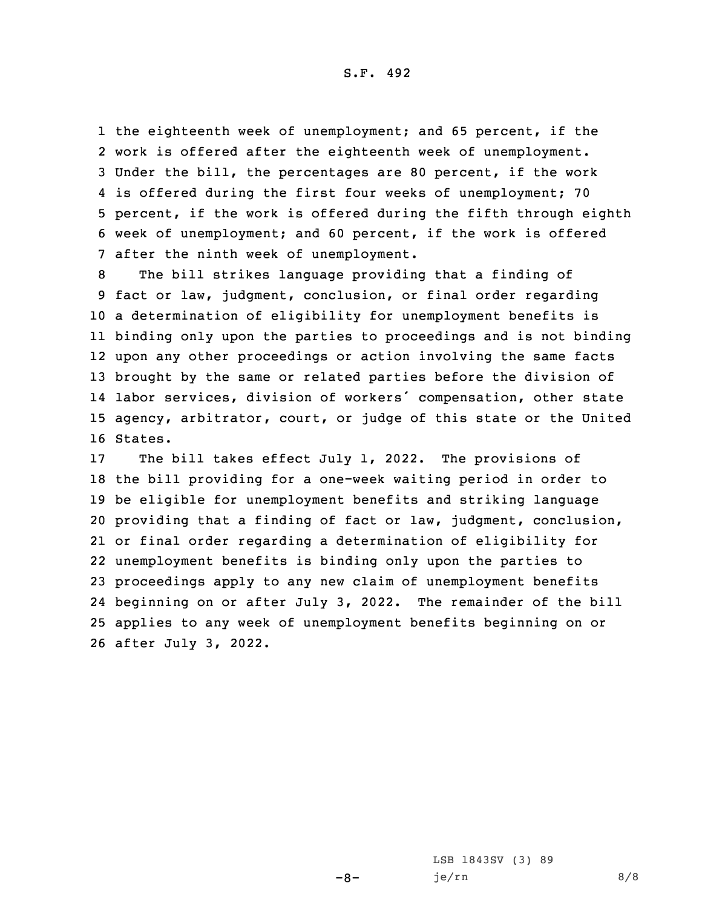the eighteenth week of unemployment; and 65 percent, if the work is offered after the eighteenth week of unemployment. Under the bill, the percentages are 80 percent, if the work is offered during the first four weeks of unemployment; 70 percent, if the work is offered during the fifth through eighth week of unemployment; and 60 percent, if the work is offered after the ninth week of unemployment.

The bill strikes language providing that a finding of fact or law, judgment, conclusion, or final order regarding a determination of eligibility for unemployment benefits is binding only upon the parties to proceedings and is not binding upon any other proceedings or action involving the same facts brought by the same or related parties before the division of labor services, division of workers' compensation, other state agency, arbitrator, court, or judge of this state or the United States.

The bill takes effect July 1, 2022. The provisions of the bill providing for a one-week waiting period in order to be eligible for unemployment benefits and striking language providing that a finding of fact or law, judgment, conclusion, or final order regarding a determination of eligibility for unemployment benefits is binding only upon the parties to proceedings apply to any new claim of unemployment benefits beginning on or after July 3, 2022. The remainder of the bill applies to any week of unemployment benefits beginning on or after July 3, 2022.

LSB 1843SV (3) 89
je/rn